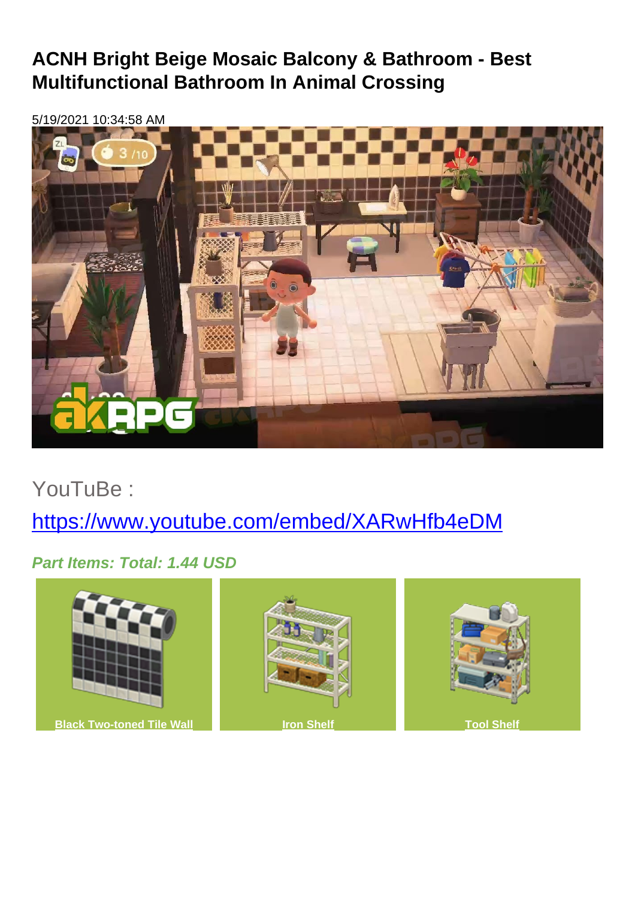# ACNH Bright Beige Mosaic Balcony & Bathroom - Best Multifunctional Bathroom In Animal Crossing

5/19/2021 10:34:58 AM

YouTuBe :

https://www.youtube.com/embed/XARwHfb4eDM

***Part Items: Total: 1.44 USD***

**Black Two-toned Tile Wall**

**Iron Shelf**

**Tool Shelf**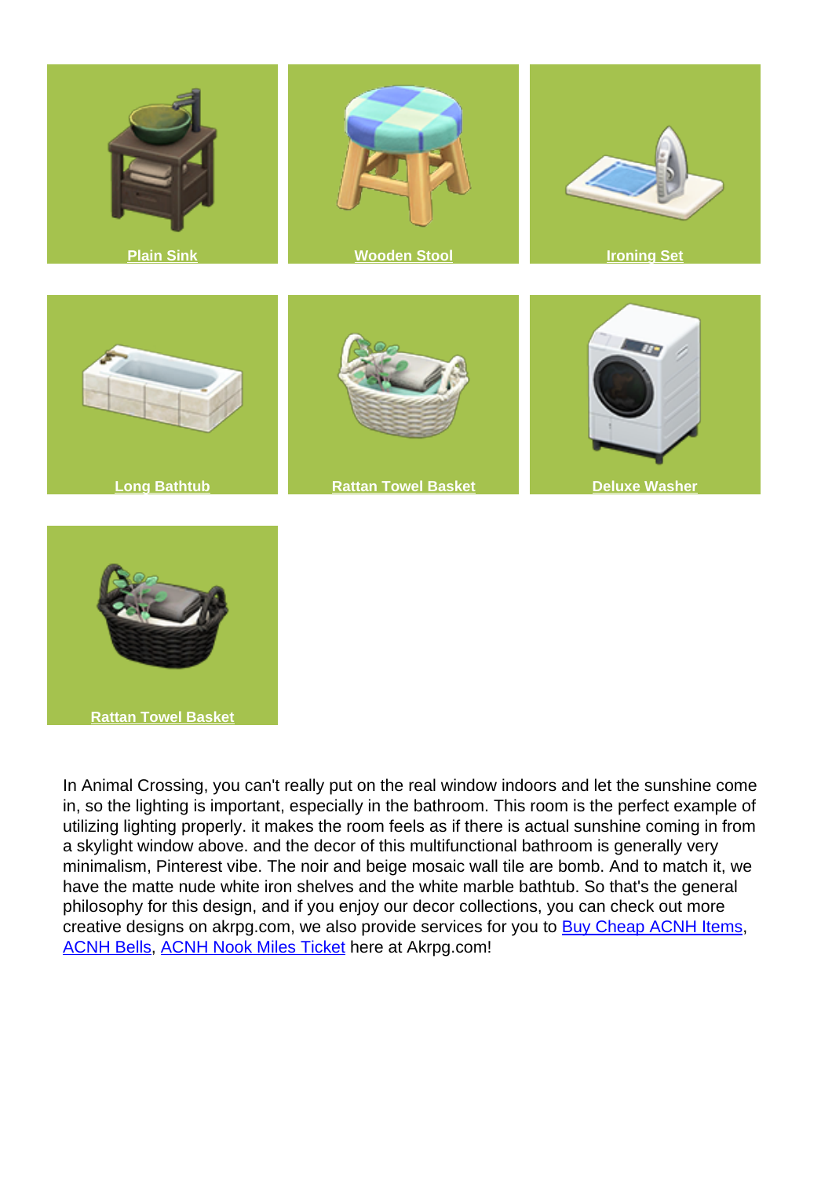Plain Sink

Wooden Stool

Ironing Set

Long Bathtub

Rattan Towel Basket

Deluxe Washer

Rattan Towel Basket

In Animal Crossing, you can't really put on the real window indoors and let the sunshine come in, so the lighting is important, especially in the bathroom. This room is the perfect example of utilizing lighting properly. it makes the room feels as if there is actual sunshine coming in from a skylight window above. and the decor of this multifunctional bathroom is generally very minimalism, Pinterest vibe. The noir and beige mosaic wall tile are bomb. And to match it, we have the matte nude white iron shelves and the white marble bathtub. So that's the general philosophy for this design, and if you enjoy our decor collections, you can check out more creative designs on akrpg.com, we also provide services for you to Buy Cheap ACNH Items, ACNH Bells, ACNH Nook Miles Ticket here at Akrpg.com!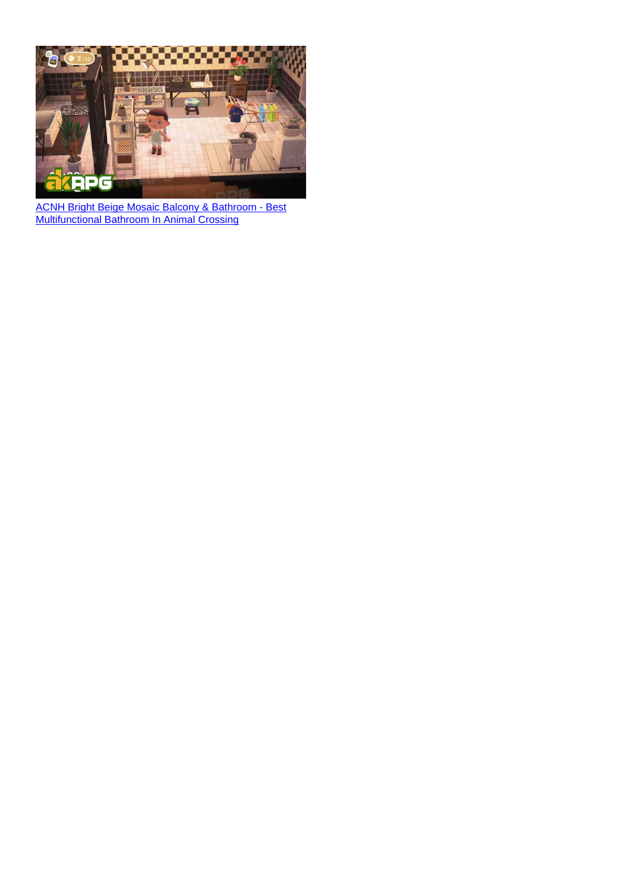[ACNH Bright Beige Mosaic Balcony & Bathroom - Best Multifunctional Bathroom In Animal Crossing]